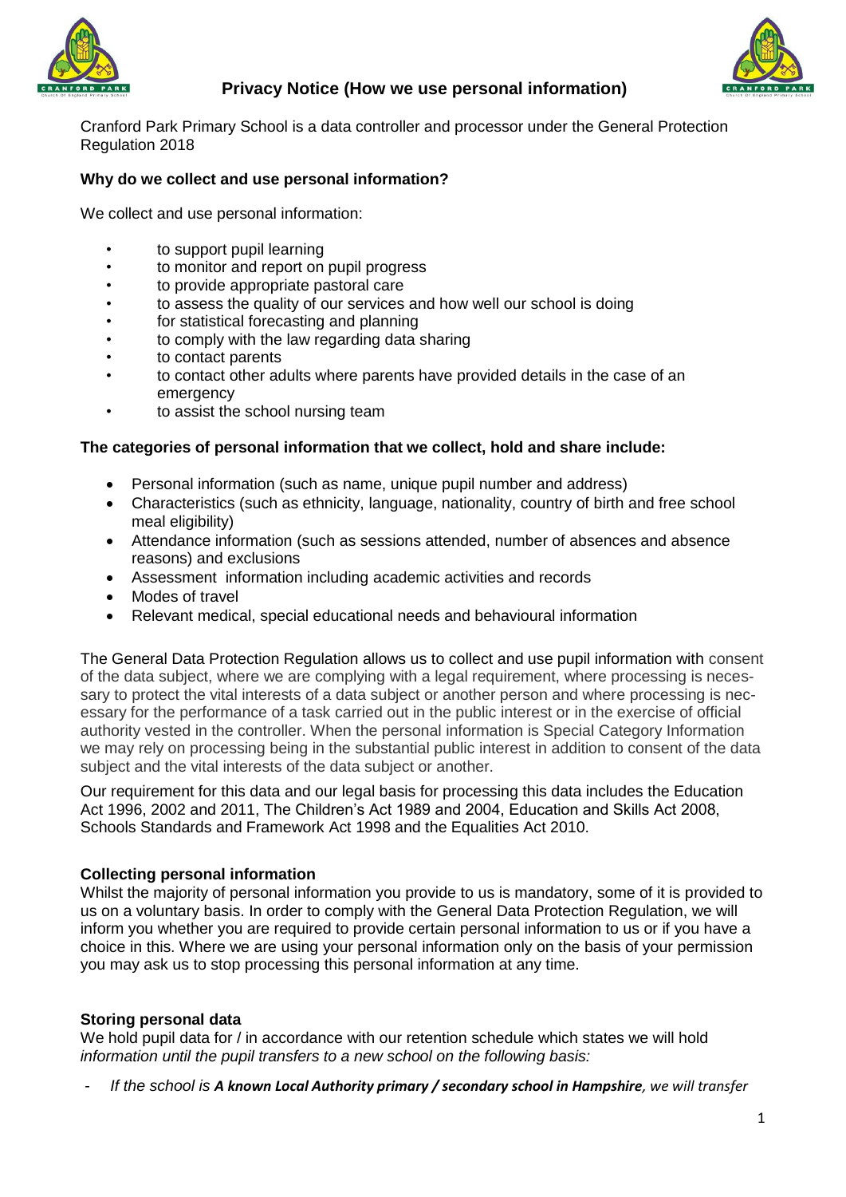# Privacy Notice (How we use personal information)

Cranford Park Primary School is a data controller and processor under the General Protection Regulation 2018

**Why do we collect and use personal information?**

We collect and use personal information:

- to support pupil learning
- to monitor and report on pupil progress
- to provide appropriate pastoral care
- to assess the quality of our services and how well our school is doing
- for statistical forecasting and planning
- to comply with the law regarding data sharing
- to contact parents
- to contact other adults where parents have provided details in the case of an emergency
- to assist the school nursing team

**The categories of personal information that we collect, hold and share include:**

- Personal information (such as name, unique pupil number and address)
- Characteristics (such as ethnicity, language, nationality, country of birth and free school meal eligibility)
- Attendance information (such as sessions attended, number of absences and absence reasons) and exclusions
- Assessment information including academic activities and records
- Modes of travel
- Relevant medical, special educational needs and behavioural information

The General Data Protection Regulation allows us to collect and use pupil information with consent of the data subject, where we are complying with a legal requirement, where processing is necessary to protect the vital interests of a data subject or another person and where processing is necessary for the performance of a task carried out in the public interest or in the exercise of official authority vested in the controller. When the personal information is Special Category Information we may rely on processing being in the substantial public interest in addition to consent of the data subject and the vital interests of the data subject or another.

Our requirement for this data and our legal basis for processing this data includes the Education Act 1996, 2002 and 2011, The Children's Act 1989 and 2004, Education and Skills Act 2008, Schools Standards and Framework Act 1998 and the Equalities Act 2010.

**Collecting personal information**

Whilst the majority of personal information you provide to us is mandatory, some of it is provided to us on a voluntary basis. In order to comply with the General Data Protection Regulation, we will inform you whether you are required to provide certain personal information to us or if you have a choice in this. Where we are using your personal information only on the basis of your permission you may ask us to stop processing this personal information at any time.

**Storing personal data**

We hold pupil data for / in accordance with our retention schedule which states we will hold *information until the pupil transfers to a new school on the following basis:*

- *If the school is **A known Local Authority primary / secondary school in Hampshire**, we will transfer*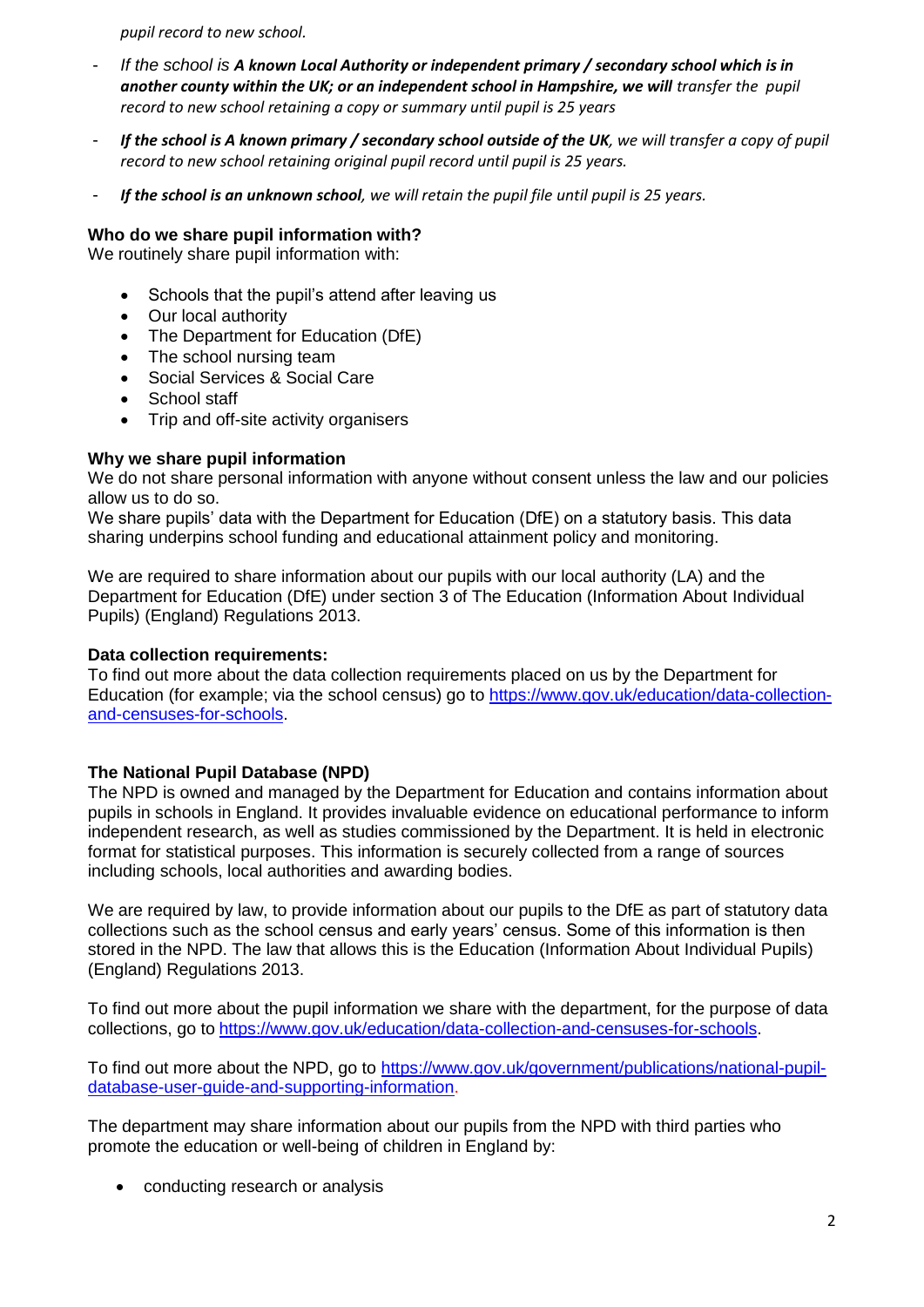*pupil record to new school.*

- *If the school is **A known Local Authority or independent primary / secondary school which is in another county within the UK; or an independent school in Hampshire, we will** transfer the pupil record to new school retaining a copy or summary until pupil is 25 years*
- ***If the school is A known primary / secondary school outside of the UK**, we will transfer a copy of pupil record to new school retaining original pupil record until pupil is 25 years.*
- ***If the school is an unknown school**, we will retain the pupil file until pupil is 25 years.*

**Who do we share pupil information with?**
We routinely share pupil information with:

- Schools that the pupil's attend after leaving us
- Our local authority
- The Department for Education (DfE)
- The school nursing team
- Social Services & Social Care
- School staff
- Trip and off-site activity organisers

**Why we share pupil information**
We do not share personal information with anyone without consent unless the law and our policies allow us to do so.
We share pupils' data with the Department for Education (DfE) on a statutory basis. This data sharing underpins school funding and educational attainment policy and monitoring.

We are required to share information about our pupils with our local authority (LA) and the Department for Education (DfE) under section 3 of The Education (Information About Individual Pupils) (England) Regulations 2013.

**Data collection requirements:**
To find out more about the data collection requirements placed on us by the Department for Education (for example; via the school census) go to https://www.gov.uk/education/data-collection-and-censuses-for-schools.

**The National Pupil Database (NPD)**
The NPD is owned and managed by the Department for Education and contains information about pupils in schools in England. It provides invaluable evidence on educational performance to inform independent research, as well as studies commissioned by the Department. It is held in electronic format for statistical purposes. This information is securely collected from a range of sources including schools, local authorities and awarding bodies.

We are required by law, to provide information about our pupils to the DfE as part of statutory data collections such as the school census and early years' census. Some of this information is then stored in the NPD. The law that allows this is the Education (Information About Individual Pupils) (England) Regulations 2013.

To find out more about the pupil information we share with the department, for the purpose of data collections, go to https://www.gov.uk/education/data-collection-and-censuses-for-schools.

To find out more about the NPD, go to https://www.gov.uk/government/publications/national-pupil-database-user-guide-and-supporting-information.

The department may share information about our pupils from the NPD with third parties who promote the education or well-being of children in England by:

- conducting research or analysis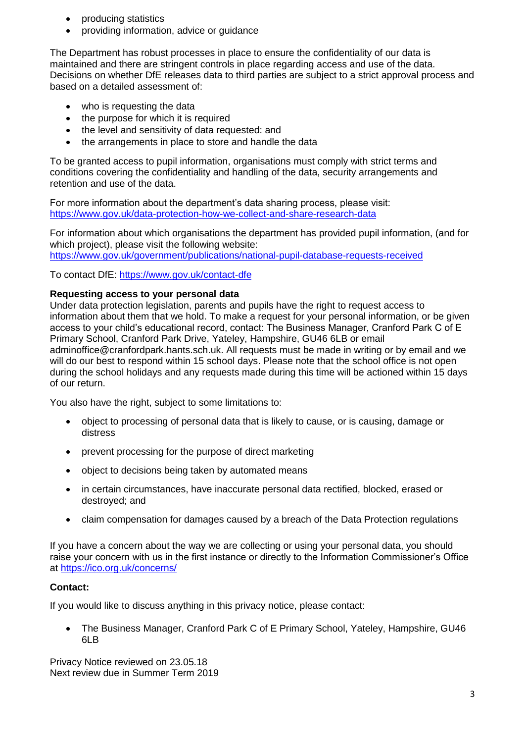- producing statistics
- providing information, advice or guidance

The Department has robust processes in place to ensure the confidentiality of our data is maintained and there are stringent controls in place regarding access and use of the data. Decisions on whether DfE releases data to third parties are subject to a strict approval process and based on a detailed assessment of:

- who is requesting the data
- the purpose for which it is required
- the level and sensitivity of data requested: and
- the arrangements in place to store and handle the data

To be granted access to pupil information, organisations must comply with strict terms and conditions covering the confidentiality and handling of the data, security arrangements and retention and use of the data.

For more information about the department's data sharing process, please visit: https://www.gov.uk/data-protection-how-we-collect-and-share-research-data

For information about which organisations the department has provided pupil information, (and for which project), please visit the following website: https://www.gov.uk/government/publications/national-pupil-database-requests-received

To contact DfE: https://www.gov.uk/contact-dfe

**Requesting access to your personal data**

Under data protection legislation, parents and pupils have the right to request access to information about them that we hold. To make a request for your personal information, or be given access to your child's educational record, contact: The Business Manager, Cranford Park C of E Primary School, Cranford Park Drive, Yateley, Hampshire, GU46 6LB or email adminoffice@cranfordpark.hants.sch.uk. All requests must be made in writing or by email and we will do our best to respond within 15 school days. Please note that the school office is not open during the school holidays and any requests made during this time will be actioned within 15 days of our return.

You also have the right, subject to some limitations to:

- object to processing of personal data that is likely to cause, or is causing, damage or distress
- prevent processing for the purpose of direct marketing
- object to decisions being taken by automated means
- in certain circumstances, have inaccurate personal data rectified, blocked, erased or destroyed; and
- claim compensation for damages caused by a breach of the Data Protection regulations

If you have a concern about the way we are collecting or using your personal data, you should raise your concern with us in the first instance or directly to the Information Commissioner's Office at https://ico.org.uk/concerns/

**Contact:**

If you would like to discuss anything in this privacy notice, please contact:

- The Business Manager, Cranford Park C of E Primary School, Yateley, Hampshire, GU46 6LB

Privacy Notice reviewed on 23.05.18
Next review due in Summer Term 2019